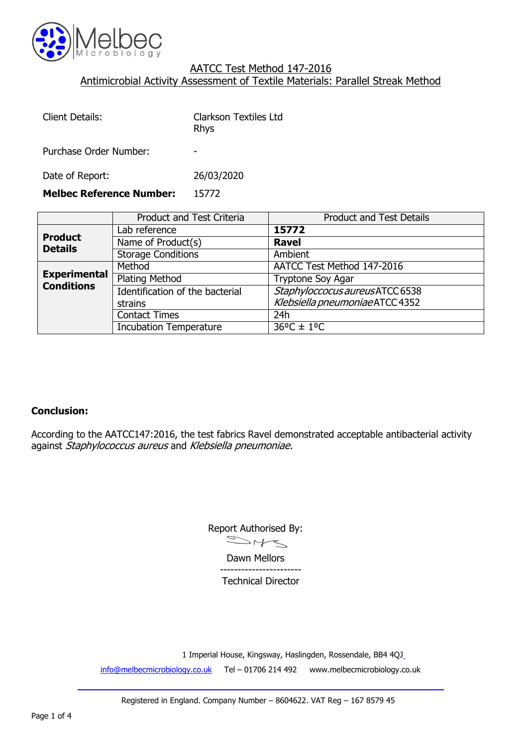Melbec Microbiology

# AATCC Test Method 147-2016
## Antimicrobial Activity Assessment of Textile Materials: Parallel Streak Method

| | |
|---|---|
| Client Details: | Clarkson Textiles Ltd<br>Rhys |
| Purchase Order Number: | - |
| Date of Report: | 26/03/2020 |
| **Melbec Reference Number:** | 15772 |

| | Product and Test Criteria | Product and Test Details |
|---|---|---|
| **Product Details** | Lab reference | **15772** |
| | Name of Product(s) | **Ravel** |
| | Storage Conditions | Ambient |
| **Experimental Conditions** | Method | AATCC Test Method 147-2016 |
| | Plating Method | Tryptone Soy Agar |
| | Identification of the bacterial strains | *Staphyloccocus aureus* ATCC 6538<br>*Klebsiella pneumoniae* ATCC 4352 |
| | Contact Times | 24h |
| | Incubation Temperature | 36ºC ± 1ºC |

**Conclusion:**

According to the AATCC147:2016, the test fabrics Ravel demonstrated acceptable antibacterial activity against *Staphylococcus aureus* and *Klebsiella pneumoniae.*

Report Authorised By:

Dawn Mellors

----------------------

Technical Director

1 Imperial House, Kingsway, Haslingden, Rossendale, BB4 4QJ

info@melbecmicrobiology.co.uk Tel – 01706 214 492 www.melbecmicrobiology.co.uk

Registered in England. Company Number – 8604622. VAT Reg – 167 8579 45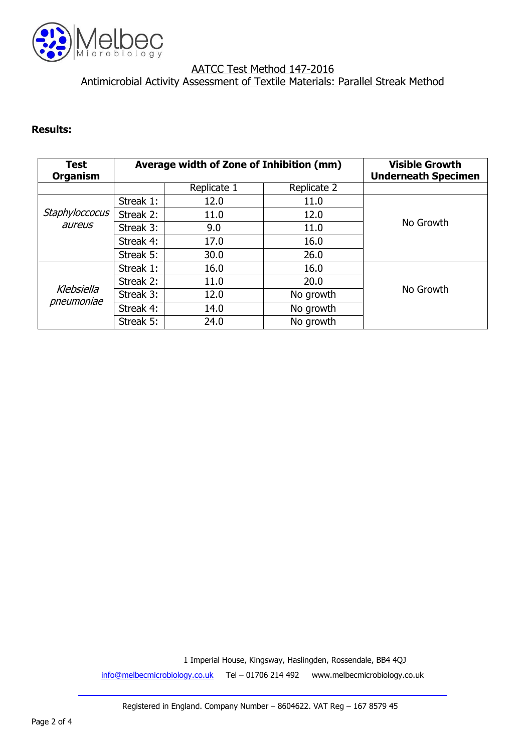AATCC Test Method 147-2016

Antimicrobial Activity Assessment of Textile Materials: Parallel Streak Method

**Results:**

| Test Organism | Average width of Zone of Inhibition (mm) | | | Visible Growth Underneath Specimen |
|---|---|---|---|---|
| | | Replicate 1 | Replicate 2 | |
| *Staphyloccocus aureus* | Streak 1: | 12.0 | 11.0 | No Growth |
| | Streak 2: | 11.0 | 12.0 | |
| | Streak 3: | 9.0 | 11.0 | |
| | Streak 4: | 17.0 | 16.0 | |
| | Streak 5: | 30.0 | 26.0 | |
| *Klebsiella pneumoniae* | Streak 1: | 16.0 | 16.0 | No Growth |
| | Streak 2: | 11.0 | 20.0 | |
| | Streak 3: | 12.0 | No growth | |
| | Streak 4: | 14.0 | No growth | |
| | Streak 5: | 24.0 | No growth | |

1 Imperial House, Kingsway, Haslingden, Rossendale, BB4 4QJ

info@melbecmicrobiology.co.uk Tel – 01706 214 492 www.melbecmicrobiology.co.uk

Registered in England. Company Number – 8604622. VAT Reg – 167 8579 45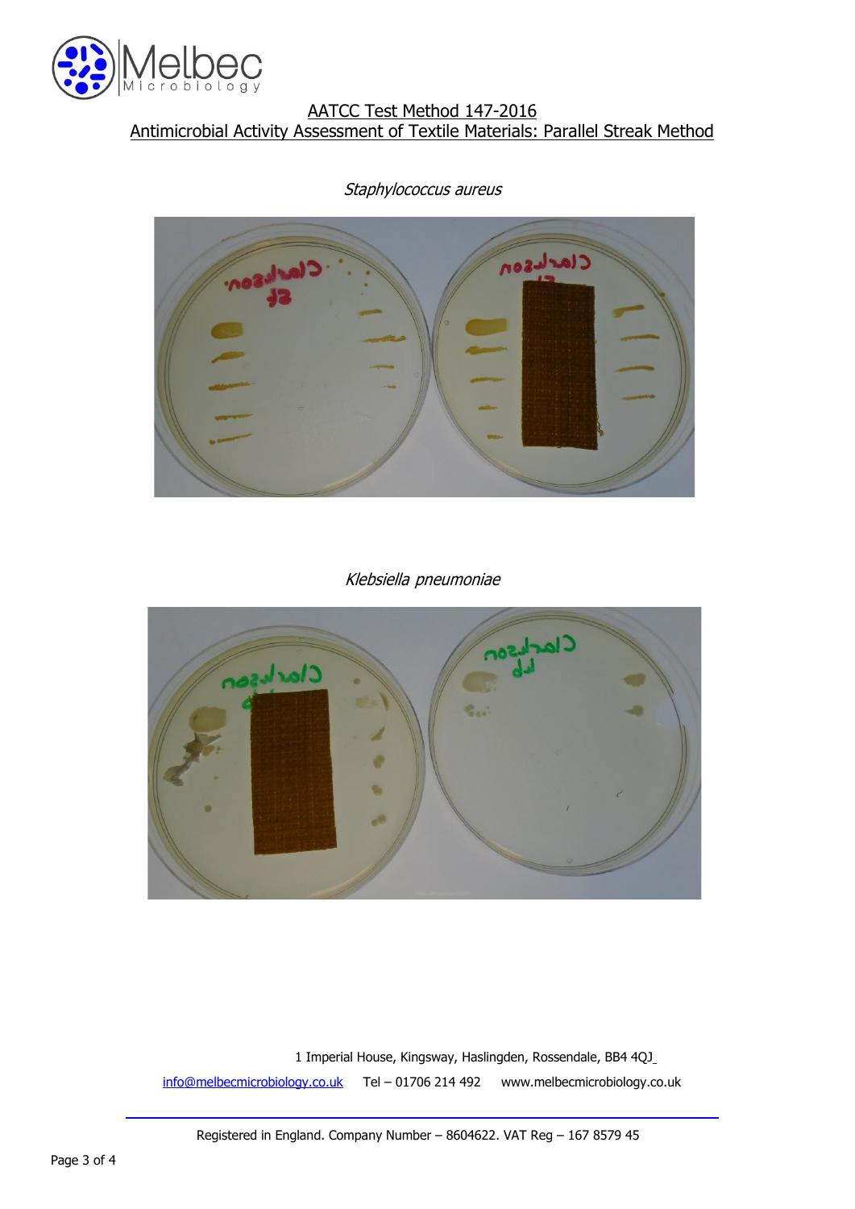# AATCC Test Method 147-2016

## Antimicrobial Activity Assessment of Textile Materials: Parallel Streak Method

*Staphylococcus aureus*

*Klebsiella pneumoniae*

1 Imperial House, Kingsway, Haslingden, Rossendale, BB4 4QJ

info@melbecmicrobiology.co.uk Tel – 01706 214 492 www.melbecmicrobiology.co.uk

Registered in England. Company Number – 8604622. VAT Reg – 167 8579 45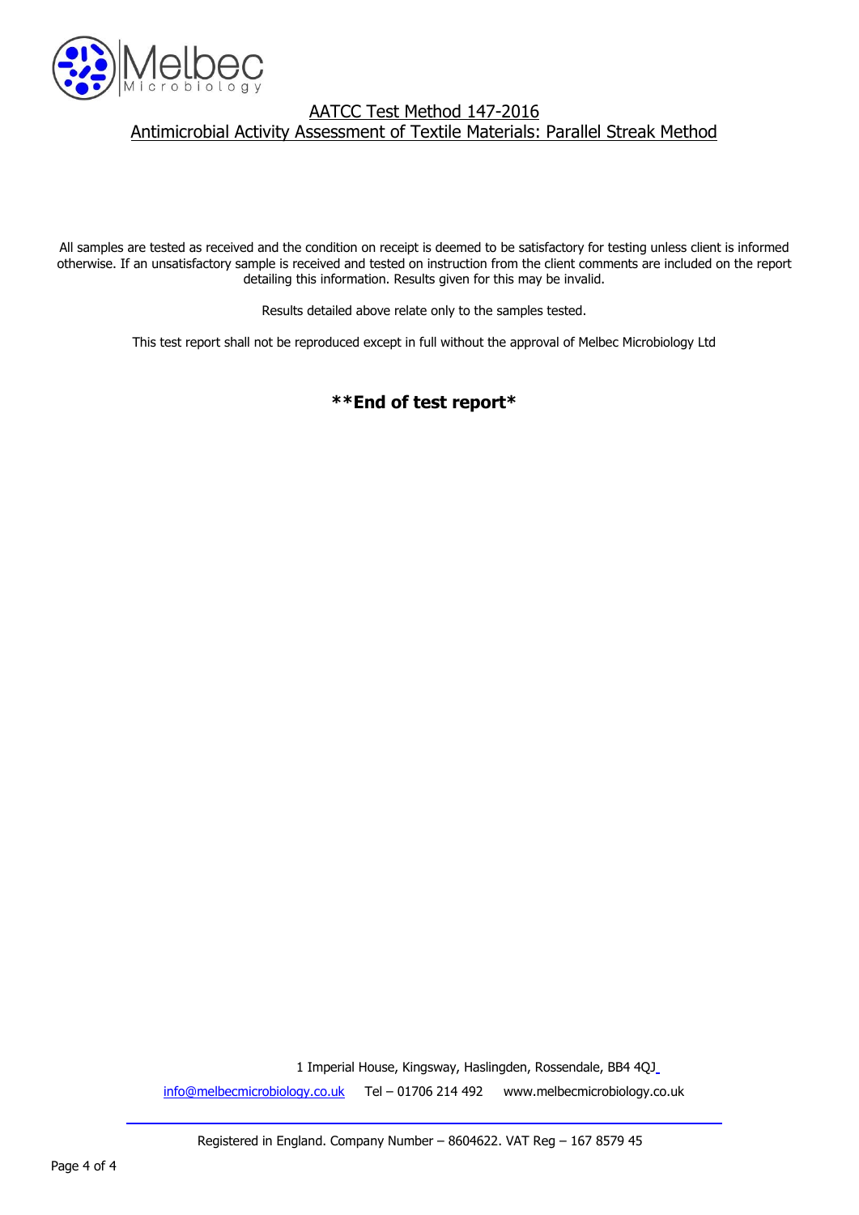AATCC Test Method 147-2016

Antimicrobial Activity Assessment of Textile Materials: Parallel Streak Method

All samples are tested as received and the condition on receipt is deemed to be satisfactory for testing unless client is informed otherwise. If an unsatisfactory sample is received and tested on instruction from the client comments are included on the report detailing this information. Results given for this may be invalid.

Results detailed above relate only to the samples tested.

This test report shall not be reproduced except in full without the approval of Melbec Microbiology Ltd

**\*\*End of test report\***